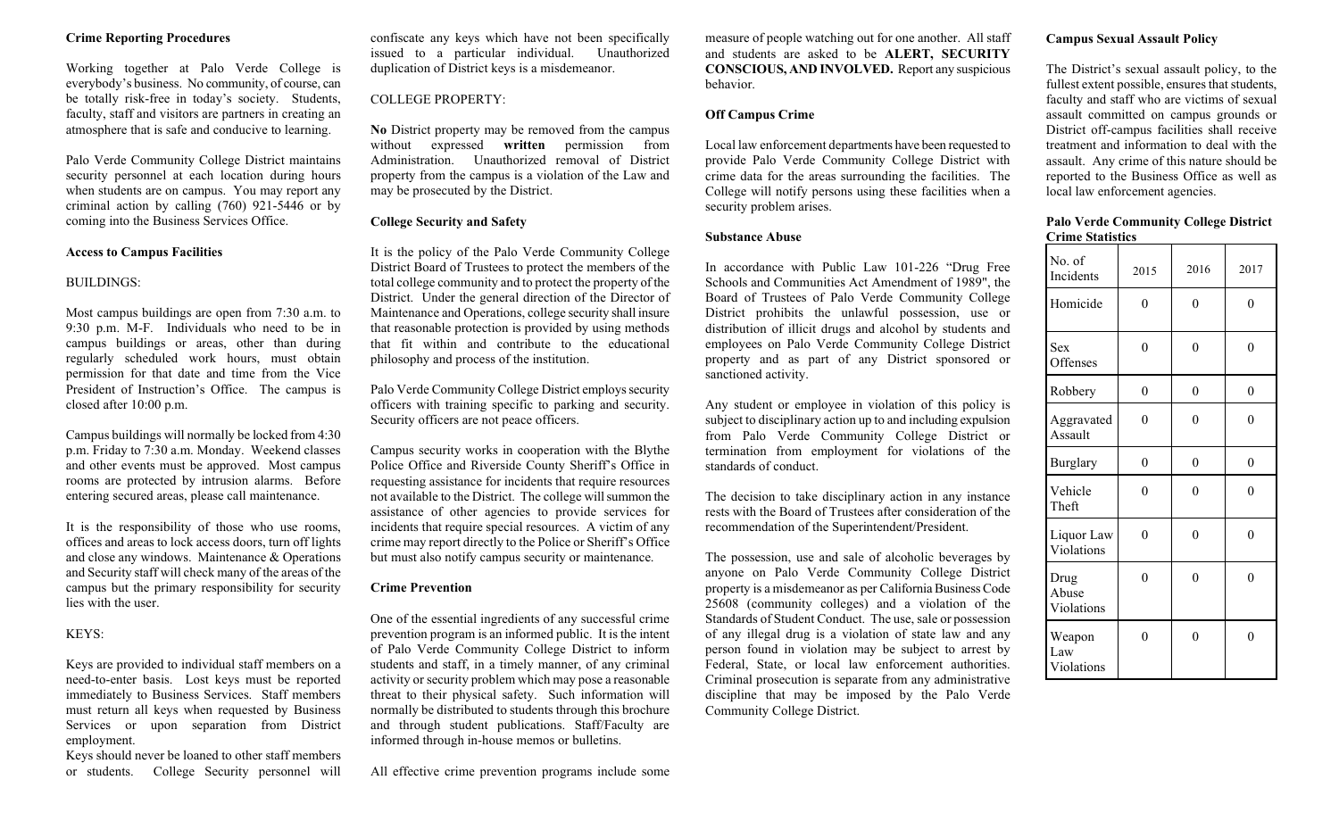## Crime Reporting Procedures

Working together at Palo Verde College is everybody's business. No community, of course, can be totally risk-free in today's society. Students, faculty, staff and visitors are partners in creating an atmosphere that is safe and conducive to learning.

Palo Verde Community College District maintains security personnel at each location during hours when students are on campus. You may report any criminal action by calling (760) 921-5446 or by coming into the Business Services Office.

## Access to Campus Facilities

BUILDINGS:

Most campus buildings are open from 7:30 a.m. to 9:30 p.m. M-F. Individuals who need to be in campus buildings or areas, other than during regularly scheduled work hours, must obtain permission for that date and time from the Vice President of Instruction's Office. The campus is closed after 10:00 p.m.

Campus buildings will normally be locked from 4:30 p.m. Friday to 7:30 a.m. Monday. Weekend classes and other events must be approved. Most campus rooms are protected by intrusion alarms. Before entering secured areas, please call maintenance.

It is the responsibility of those who use rooms, offices and areas to lock access doors, turn off lights and close any windows. Maintenance & Operations and Security staff will check many of the areas of the campus but the primary responsibility for security lies with the user.

KEYS:

Keys are provided to individual staff members on a need-to-enter basis. Lost keys must be reported immediately to Business Services. Staff members must return all keys when requested by Business Services or upon separation from District employment.

Keys should never be loaned to other staff members or students. College Security personnel will confiscate any keys which have not been specifically issued to a particular individual. Unauthorized duplication of District keys is a misdemeanor.

COLLEGE PROPERTY:

**No** District property may be removed from the campus without expressed **written** permission from Administration. Unauthorized removal of District property from the campus is a violation of the Law and may be prosecuted by the District.

## College Security and Safety

It is the policy of the Palo Verde Community College District Board of Trustees to protect the members of the total college community and to protect the property of the District. Under the general direction of the Director of Maintenance and Operations, college security shall insure that reasonable protection is provided by using methods that fit within and contribute to the educational philosophy and process of the institution.

Palo Verde Community College District employs security officers with training specific to parking and security. Security officers are not peace officers.

Campus security works in cooperation with the Blythe Police Office and Riverside County Sheriff's Office in requesting assistance for incidents that require resources not available to the District. The college will summon the assistance of other agencies to provide services for incidents that require special resources. A victim of any crime may report directly to the Police or Sheriff's Office but must also notify campus security or maintenance.

## Crime Prevention

One of the essential ingredients of any successful crime prevention program is an informed public. It is the intent of Palo Verde Community College District to inform students and staff, in a timely manner, of any criminal activity or security problem which may pose a reasonable threat to their physical safety. Such information will normally be distributed to students through this brochure and through student publications. Staff/Faculty are informed through in-house memos or bulletins.

All effective crime prevention programs include some measure of people watching out for one another. All staff and students are asked to be **ALERT, SECURITY CONSCIOUS, AND INVOLVED.** Report any suspicious behavior.

## Off Campus Crime

Local law enforcement departments have been requested to provide Palo Verde Community College District with crime data for the areas surrounding the facilities. The College will notify persons using these facilities when a security problem arises.

## Substance Abuse

In accordance with Public Law 101-226 "Drug Free Schools and Communities Act Amendment of 1989", the Board of Trustees of Palo Verde Community College District prohibits the unlawful possession, use or distribution of illicit drugs and alcohol by students and employees on Palo Verde Community College District property and as part of any District sponsored or sanctioned activity.

Any student or employee in violation of this policy is subject to disciplinary action up to and including expulsion from Palo Verde Community College District or termination from employment for violations of the standards of conduct.

The decision to take disciplinary action in any instance rests with the Board of Trustees after consideration of the recommendation of the Superintendent/President.

The possession, use and sale of alcoholic beverages by anyone on Palo Verde Community College District property is a misdemeanor as per California Business Code 25608 (community colleges) and a violation of the Standards of Student Conduct. The use, sale or possession of any illegal drug is a violation of state law and any person found in violation may be subject to arrest by Federal, State, or local law enforcement authorities. Criminal prosecution is separate from any administrative discipline that may be imposed by the Palo Verde Community College District.

## Campus Sexual Assault Policy

The District's sexual assault policy, to the fullest extent possible, ensures that students, faculty and staff who are victims of sexual assault committed on campus grounds or District off-campus facilities shall receive treatment and information to deal with the assault. Any crime of this nature should be reported to the Business Office as well as local law enforcement agencies.

## Palo Verde Community College District Crime Statistics

| No. of Incidents | 2015 | 2016 | 2017 |
|---|---|---|---|
| Homicide | 0 | 0 | 0 |
| Sex Offenses | 0 | 0 | 0 |
| Robbery | 0 | 0 | 0 |
| Aggravated Assault | 0 | 0 | 0 |
| Burglary | 0 | 0 | 0 |
| Vehicle Theft | 0 | 0 | 0 |
| Liquor Law Violations | 0 | 0 | 0 |
| Drug Abuse Violations | 0 | 0 | 0 |
| Weapon Law Violations | 0 | 0 | 0 |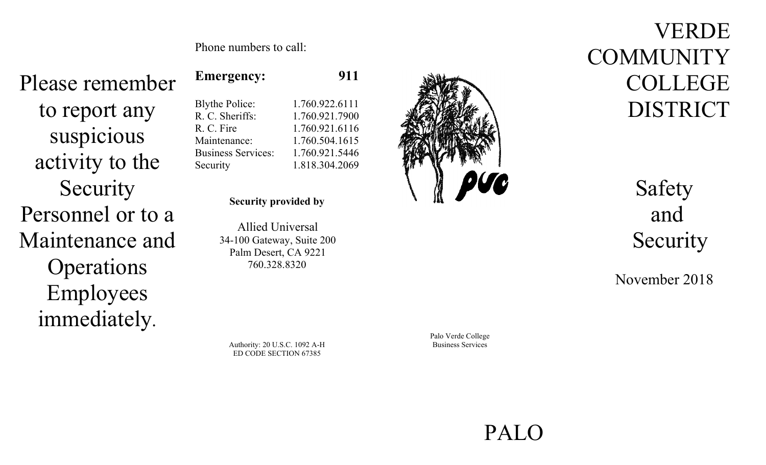Please remember to report any suspicious activity to the Security Personnel or to a Maintenance and Operations Employees immediately.

Phone numbers to call:

| | |
|---|---|
| **Emergency:** | **911** |
| Blythe Police: | 1.760.922.6111 |
| R. C. Sheriffs: | 1.760.921.7900 |
| R. C. Fire | 1.760.921.6116 |
| Maintenance: | 1.760.504.1615 |
| Business Services: | 1.760.921.5446 |
| Security | 1.818.304.2069 |

**Security provided by**

Allied Universal
34-100 Gateway, Suite 200
Palm Desert, CA 9221
760.328.8320

Authority: 20 U.S.C. 1092 A-H
ED CODE SECTION 67385

Palo Verde College
Business Services

# PALO VERDE COMMUNITY COLLEGE DISTRICT

## Safety and Security

November 2018